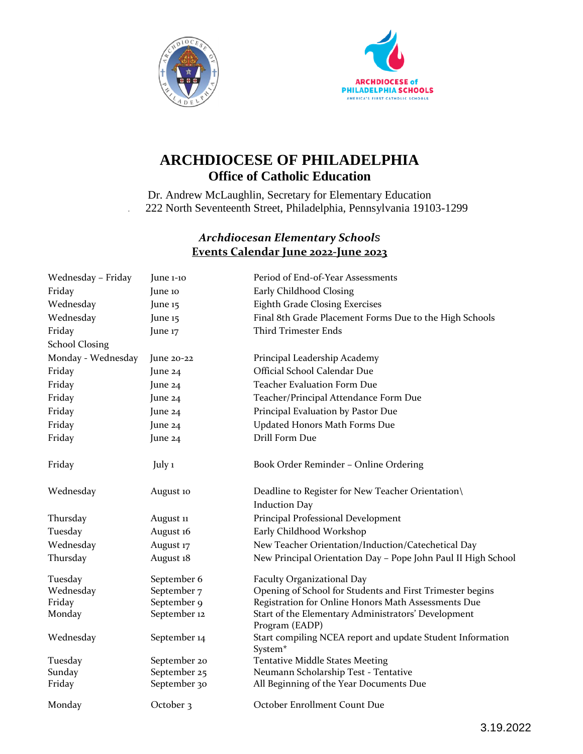# ARCHDIOCESE OF PHILADELPHIA

## Office of Catholic Education

Dr. Andrew McLaughlin, Secretary for Elementary Education
222 North Seventeenth Street, Philadelphia, Pennsylvania 19103-1299

### *Archdiocesan Elementary Schools*

### Events Calendar June 2022-June 2023

| | | |
|---|---|---|
| Wednesday – Friday | June 1-10 | Period of End-of-Year Assessments |
| Friday | June 10 | Early Childhood Closing |
| Wednesday | June 15 | Eighth Grade Closing Exercises |
| Wednesday | June 15 | Final 8th Grade Placement Forms Due to the High Schools |
| Friday | June 17 | Third Trimester Ends |
| School Closing | | |
| Monday - Wednesday | June 20-22 | Principal Leadership Academy |
| Friday | June 24 | Official School Calendar Due |
| Friday | June 24 | Teacher Evaluation Form Due |
| Friday | June 24 | Teacher/Principal Attendance Form Due |
| Friday | June 24 | Principal Evaluation by Pastor Due |
| Friday | June 24 | Updated Honors Math Forms Due |
| Friday | June 24 | Drill Form Due |
| Friday | July 1 | Book Order Reminder – Online Ordering |
| Wednesday | August 10 | Deadline to Register for New Teacher Orientation\ Induction Day |
| Thursday | August 11 | Principal Professional Development |
| Tuesday | August 16 | Early Childhood Workshop |
| Wednesday | August 17 | New Teacher Orientation/Induction/Catechetical Day |
| Thursday | August 18 | New Principal Orientation Day – Pope John Paul II High School |
| Tuesday | September 6 | Faculty Organizational Day |
| Wednesday | September 7 | Opening of School for Students and First Trimester begins |
| Friday | September 9 | Registration for Online Honors Math Assessments Due |
| Monday | September 12 | Start of the Elementary Administrators' Development Program (EADP) |
| Wednesday | September 14 | Start compiling NCEA report and update Student Information System* |
| Tuesday | September 20 | Tentative Middle States Meeting |
| Sunday | September 25 | Neumann Scholarship Test - Tentative |
| Friday | September 30 | All Beginning of the Year Documents Due |
| Monday | October 3 | October Enrollment Count Due |

3.19.2022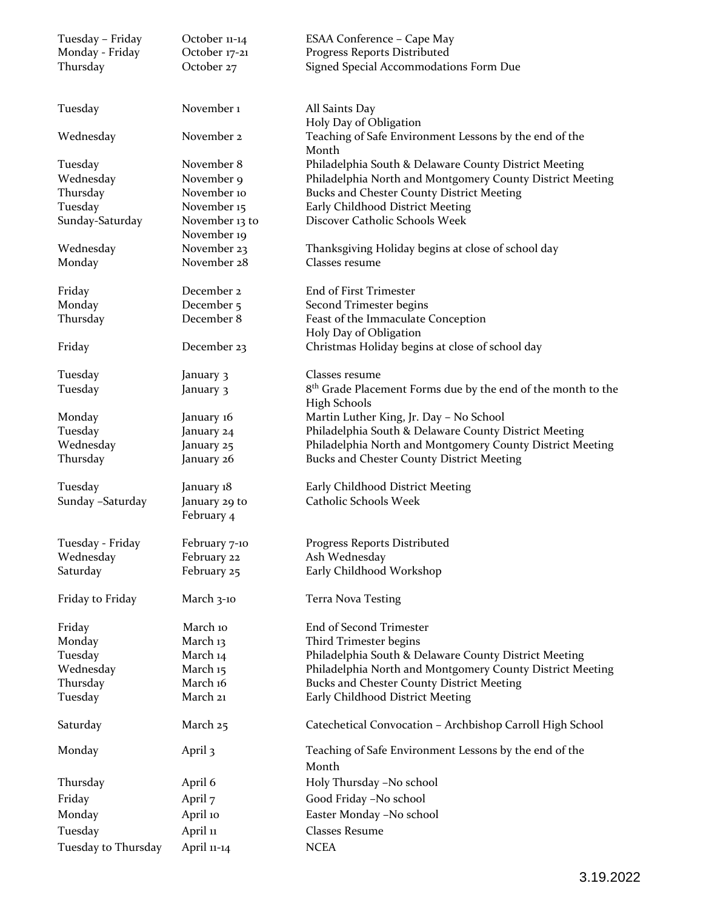| | | |
|---|---|---|
| Tuesday – Friday | October 11-14 | ESAA Conference – Cape May |
| Monday - Friday | October 17-21 | Progress Reports Distributed |
| Thursday | October 27 | Signed Special Accommodations Form Due |
| | | |
| Tuesday | November 1 | All Saints Day<br>Holy Day of Obligation |
| Wednesday | November 2 | Teaching of Safe Environment Lessons by the end of the Month |
| Tuesday | November 8 | Philadelphia South & Delaware County District Meeting |
| Wednesday | November 9 | Philadelphia North and Montgomery County District Meeting |
| Thursday | November 10 | Bucks and Chester County District Meeting |
| Tuesday | November 15 | Early Childhood District Meeting |
| Sunday-Saturday | November 13 to November 19 | Discover Catholic Schools Week |
| Wednesday | November 23 | Thanksgiving Holiday begins at close of school day |
| Monday | November 28 | Classes resume |
| | | |
| Friday | December 2 | End of First Trimester |
| Monday | December 5 | Second Trimester begins |
| Thursday | December 8 | Feast of the Immaculate Conception<br>Holy Day of Obligation |
| Friday | December 23 | Christmas Holiday begins at close of school day |
| | | |
| Tuesday | January 3 | Classes resume |
| Tuesday | January 3 | 8th Grade Placement Forms due by the end of the month to the High Schools |
| Monday | January 16 | Martin Luther King, Jr. Day – No School |
| Tuesday | January 24 | Philadelphia South & Delaware County District Meeting |
| Wednesday | January 25 | Philadelphia North and Montgomery County District Meeting |
| Thursday | January 26 | Bucks and Chester County District Meeting |
| | | |
| Tuesday | January 18 | Early Childhood District Meeting |
| Sunday –Saturday | January 29 to February 4 | Catholic Schools Week |
| | | |
| Tuesday - Friday | February 7-10 | Progress Reports Distributed |
| Wednesday | February 22 | Ash Wednesday |
| Saturday | February 25 | Early Childhood Workshop |
| | | |
| Friday to Friday | March 3-10 | Terra Nova Testing |
| | | |
| Friday | March 10 | End of Second Trimester |
| Monday | March 13 | Third Trimester begins |
| Tuesday | March 14 | Philadelphia South & Delaware County District Meeting |
| Wednesday | March 15 | Philadelphia North and Montgomery County District Meeting |
| Thursday | March 16 | Bucks and Chester County District Meeting |
| Tuesday | March 21 | Early Childhood District Meeting |
| | | |
| Saturday | March 25 | Catechetical Convocation – Archbishop Carroll High School |
| | | |
| Monday | April 3 | Teaching of Safe Environment Lessons by the end of the Month |
| Thursday | April 6 | Holy Thursday –No school |
| Friday | April 7 | Good Friday –No school |
| Monday | April 10 | Easter Monday –No school |
| Tuesday | April 11 | Classes Resume |
| Tuesday to Thursday | April 11-14 | NCEA |

3.19.2022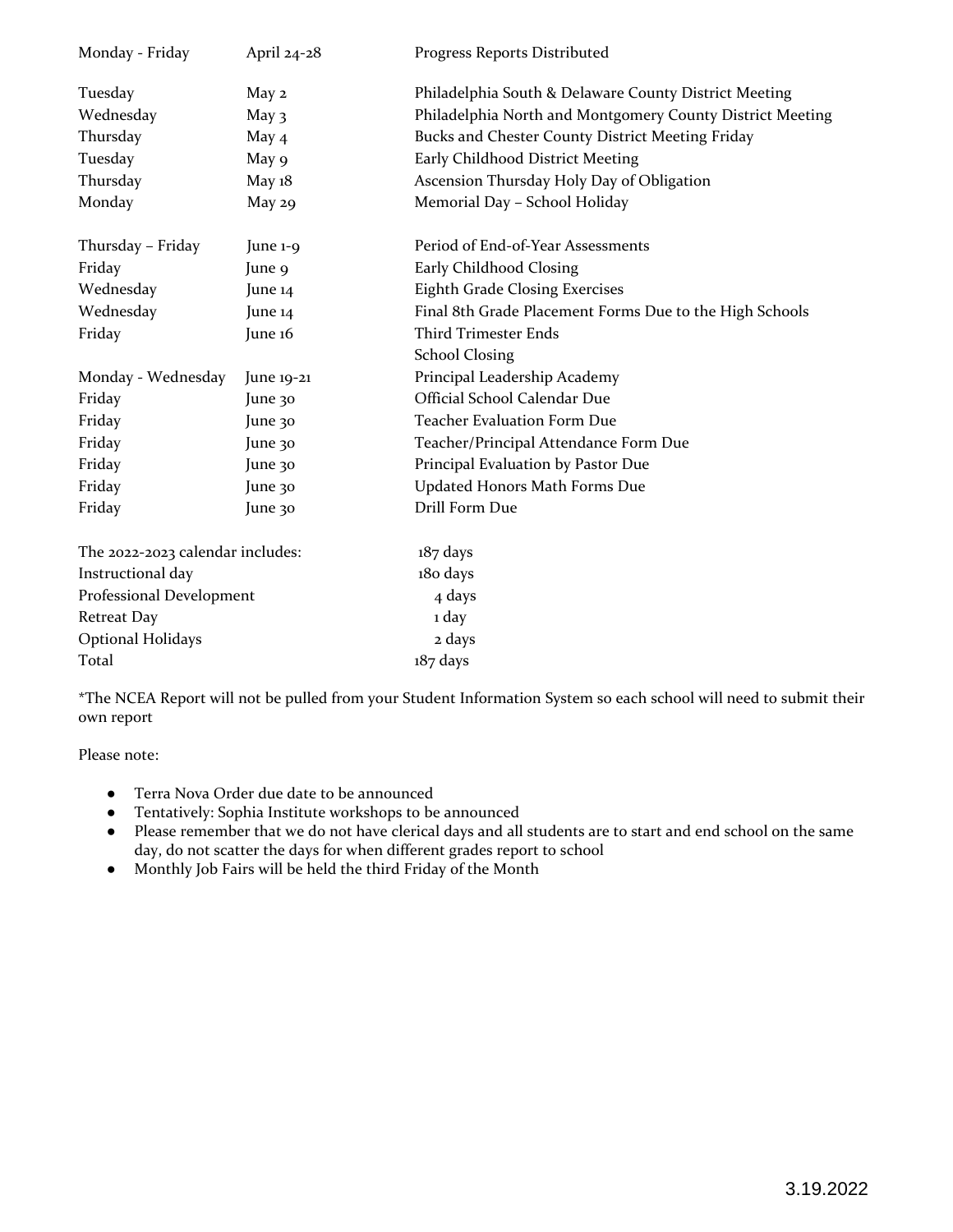| | | |
|---|---|---|
| Monday - Friday | April 24-28 | Progress Reports Distributed |
| Tuesday | May 2 | Philadelphia South & Delaware County District Meeting |
| Wednesday | May 3 | Philadelphia North and Montgomery County District Meeting |
| Thursday | May 4 | Bucks and Chester County District Meeting Friday |
| Tuesday | May 9 | Early Childhood District Meeting |
| Thursday | May 18 | Ascension Thursday Holy Day of Obligation |
| Monday | May 29 | Memorial Day – School Holiday |
| Thursday – Friday | June 1-9 | Period of End-of-Year Assessments |
| Friday | June 9 | Early Childhood Closing |
| Wednesday | June 14 | Eighth Grade Closing Exercises |
| Wednesday | June 14 | Final 8th Grade Placement Forms Due to the High Schools |
| Friday | June 16 | Third Trimester Ends<br>School Closing |
| Monday - Wednesday | June 19-21 | Principal Leadership Academy |
| Friday | June 30 | Official School Calendar Due |
| Friday | June 30 | Teacher Evaluation Form Due |
| Friday | June 30 | Teacher/Principal Attendance Form Due |
| Friday | June 30 | Principal Evaluation by Pastor Due |
| Friday | June 30 | Updated Honors Math Forms Due |
| Friday | June 30 | Drill Form Due |

| | |
|---|---|
| The 2022-2023 calendar includes: | 187 days |
| Instructional day | 180 days |
| Professional Development | 4 days |
| Retreat Day | 1 day |
| Optional Holidays | 2 days |
| Total | 187 days |

*The NCEA Report will not be pulled from your Student Information System so each school will need to submit their own report

Please note:

- Terra Nova Order due date to be announced
- Tentatively: Sophia Institute workshops to be announced
- Please remember that we do not have clerical days and all students are to start and end school on the same day, do not scatter the days for when different grades report to school
- Monthly Job Fairs will be held the third Friday of the Month

3.19.2022